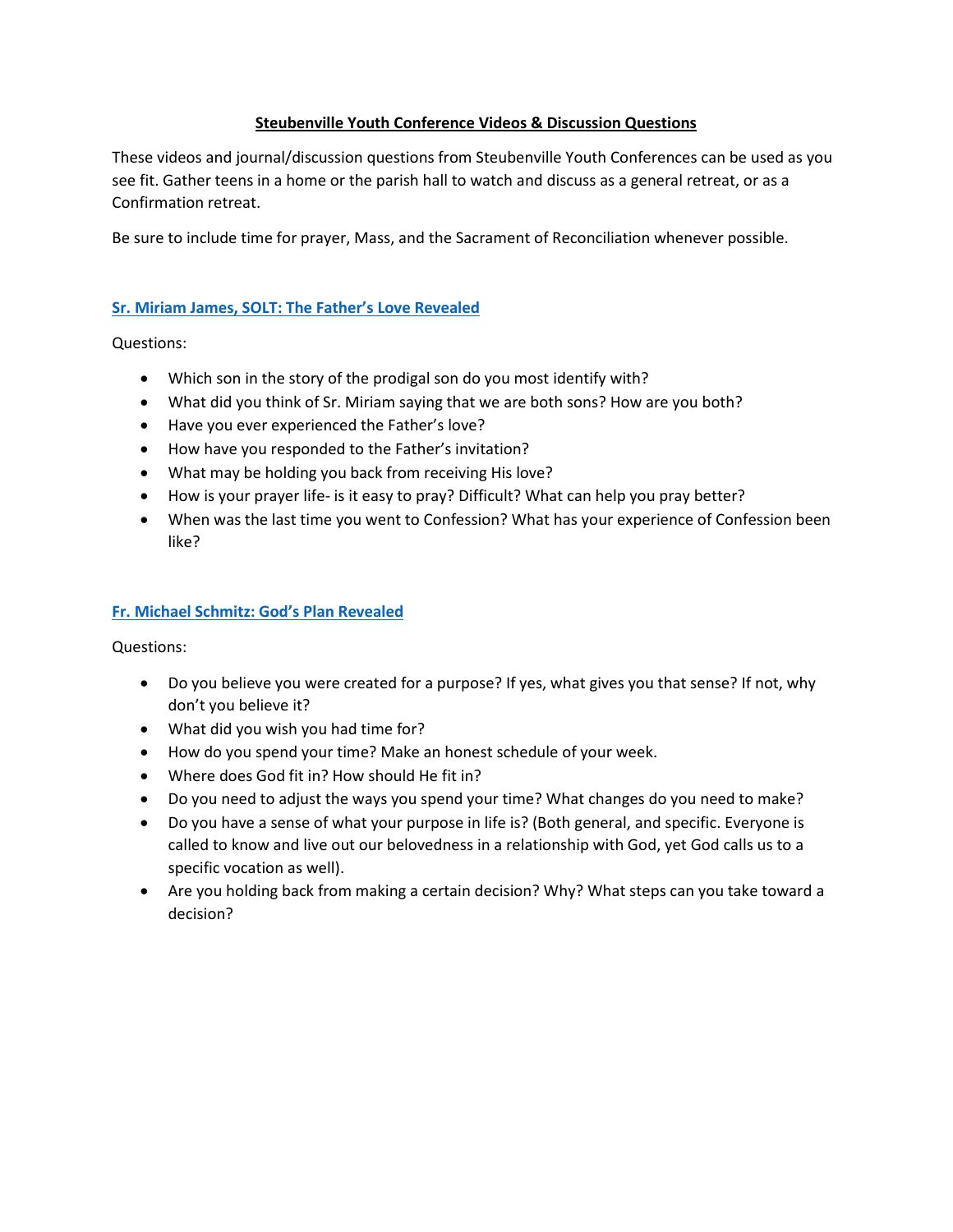# Steubenville Youth Conference Videos & Discussion Questions

These videos and journal/discussion questions from Steubenville Youth Conferences can be used as you see fit. Gather teens in a home or the parish hall to watch and discuss as a general retreat, or as a Confirmation retreat.

Be sure to include time for prayer, Mass, and the Sacrament of Reconciliation whenever possible.

## Sr. Miriam James, SOLT: The Father's Love Revealed

Questions:

- Which son in the story of the prodigal son do you most identify with?
- What did you think of Sr. Miriam saying that we are both sons? How are you both?
- Have you ever experienced the Father's love?
- How have you responded to the Father's invitation?
- What may be holding you back from receiving His love?
- How is your prayer life- is it easy to pray? Difficult? What can help you pray better?
- When was the last time you went to Confession? What has your experience of Confession been like?

## Fr. Michael Schmitz: God's Plan Revealed

Questions:

- Do you believe you were created for a purpose? If yes, what gives you that sense? If not, why don't you believe it?
- What did you wish you had time for?
- How do you spend your time? Make an honest schedule of your week.
- Where does God fit in? How should He fit in?
- Do you need to adjust the ways you spend your time? What changes do you need to make?
- Do you have a sense of what your purpose in life is? (Both general, and specific. Everyone is called to know and live out our belovedness in a relationship with God, yet God calls us to a specific vocation as well).
- Are you holding back from making a certain decision? Why? What steps can you take toward a decision?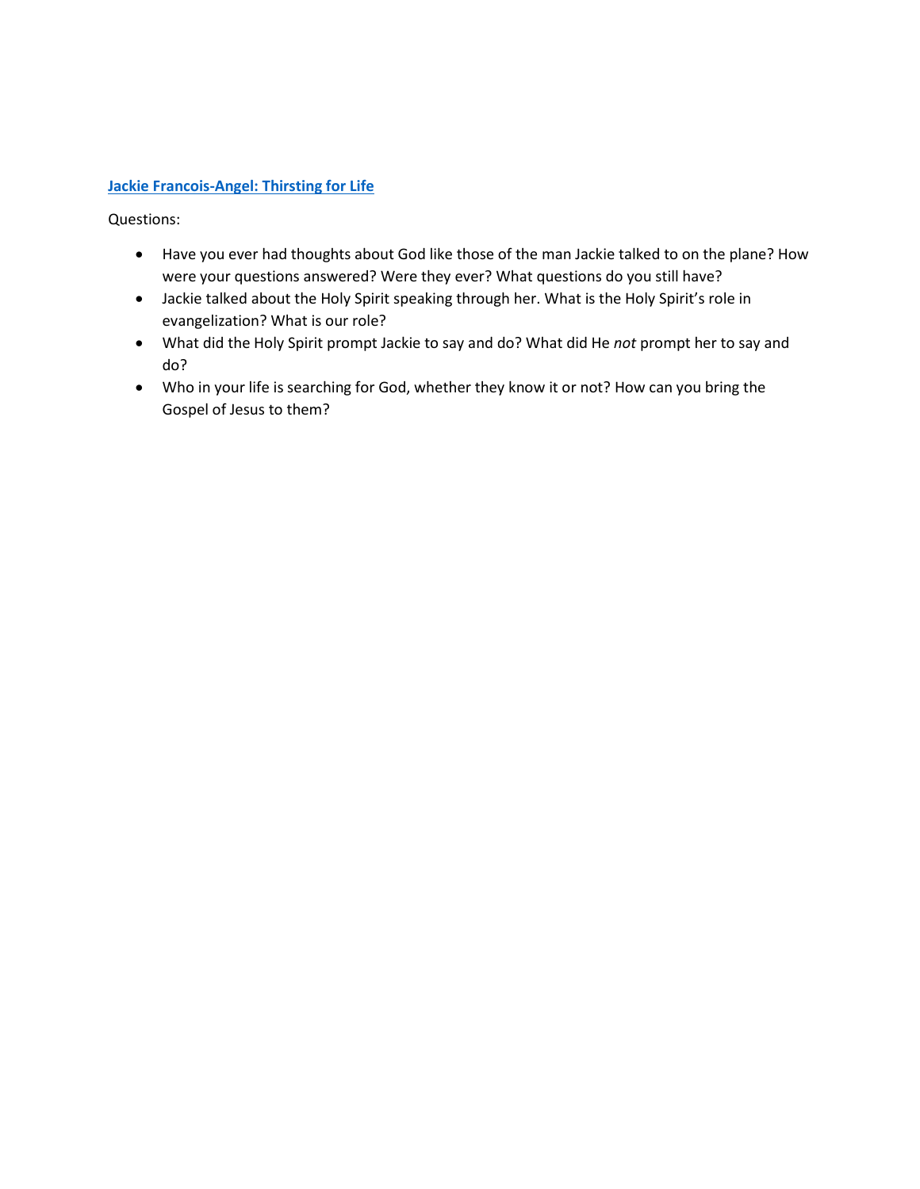**[Jackie Francois-Angel: Thirsting for Life]**

Questions:

- Have you ever had thoughts about God like those of the man Jackie talked to on the plane? How were your questions answered? Were they ever? What questions do you still have?
- Jackie talked about the Holy Spirit speaking through her. What is the Holy Spirit's role in evangelization? What is our role?
- What did the Holy Spirit prompt Jackie to say and do? What did He *not* prompt her to say and do?
- Who in your life is searching for God, whether they know it or not? How can you bring the Gospel of Jesus to them?